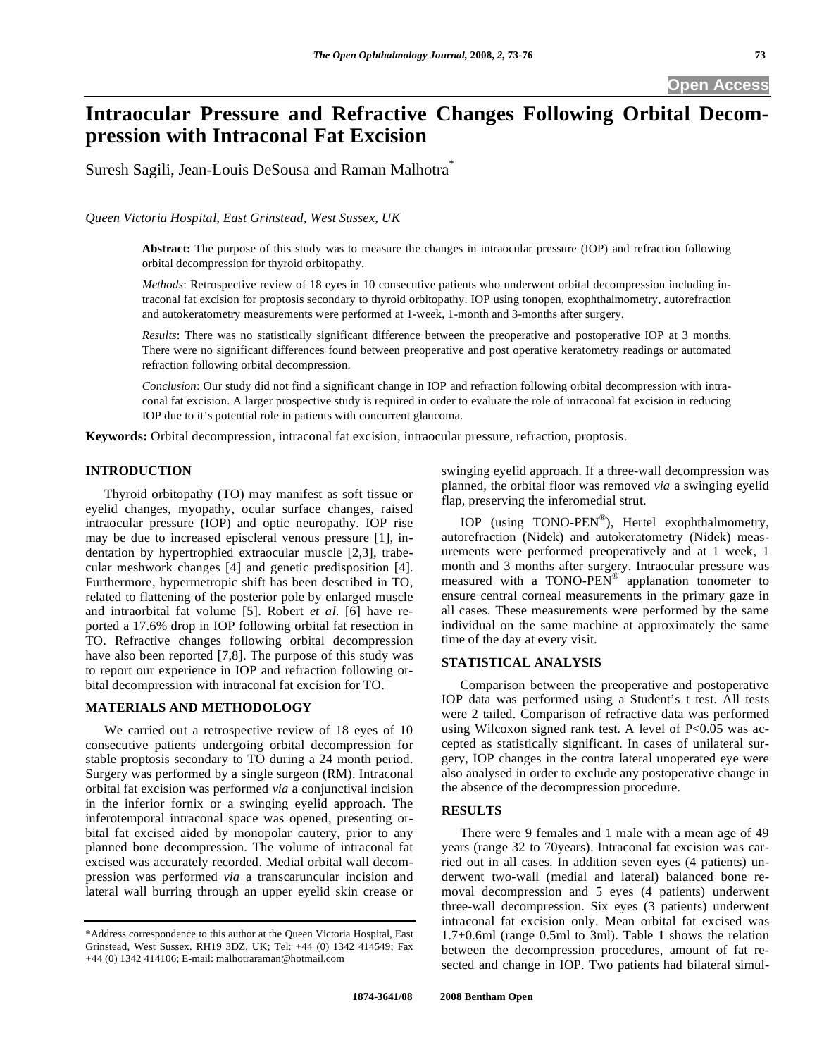# Intraocular Pressure and Refractive Changes Following Orbital Decompression with Intraconal Fat Excision

Suresh Sagili, Jean-Louis DeSousa and Raman Malhotra*

*Queen Victoria Hospital, East Grinstead, West Sussex, UK*

**Abstract:** The purpose of this study was to measure the changes in intraocular pressure (IOP) and refraction following orbital decompression for thyroid orbitopathy.

*Methods*: Retrospective review of 18 eyes in 10 consecutive patients who underwent orbital decompression including intraconal fat excision for proptosis secondary to thyroid orbitopathy. IOP using tonopen, exophthalmometry, autorefraction and autokeratometry measurements were performed at 1-week, 1-month and 3-months after surgery.

*Results*: There was no statistically significant difference between the preoperative and postoperative IOP at 3 months. There were no significant differences found between preoperative and post operative keratometry readings or automated refraction following orbital decompression.

*Conclusion*: Our study did not find a significant change in IOP and refraction following orbital decompression with intraconal fat excision. A larger prospective study is required in order to evaluate the role of intraconal fat excision in reducing IOP due to it's potential role in patients with concurrent glaucoma.

**Keywords:** Orbital decompression, intraconal fat excision, intraocular pressure, refraction, proptosis.

## INTRODUCTION

Thyroid orbitopathy (TO) may manifest as soft tissue or eyelid changes, myopathy, ocular surface changes, raised intraocular pressure (IOP) and optic neuropathy. IOP rise may be due to increased episcleral venous pressure [1], indentation by hypertrophied extraocular muscle [2,3], trabecular meshwork changes [4] and genetic predisposition [4]. Furthermore, hypermetropic shift has been described in TO, related to flattening of the posterior pole by enlarged muscle and intraorbital fat volume [5]. Robert *et al*. [6] have reported a 17.6% drop in IOP following orbital fat resection in TO. Refractive changes following orbital decompression have also been reported [7,8]. The purpose of this study was to report our experience in IOP and refraction following orbital decompression with intraconal fat excision for TO.

## MATERIALS AND METHODOLOGY

We carried out a retrospective review of 18 eyes of 10 consecutive patients undergoing orbital decompression for stable proptosis secondary to TO during a 24 month period. Surgery was performed by a single surgeon (RM). Intraconal orbital fat excision was performed *via* a conjunctival incision in the inferior fornix or a swinging eyelid approach. The inferotemporal intraconal space was opened, presenting orbital fat excised aided by monopolar cautery, prior to any planned bone decompression. The volume of intraconal fat excised was accurately recorded. Medial orbital wall decompression was performed *via* a transcaruncular incision and lateral wall burring through an upper eyelid skin crease or swinging eyelid approach. If a three-wall decompression was planned, the orbital floor was removed *via* a swinging eyelid flap, preserving the inferomedial strut.

IOP (using TONO-PEN®), Hertel exophthalmometry, autorefraction (Nidek) and autokeratometry (Nidek) measurements were performed preoperatively and at 1 week, 1 month and 3 months after surgery. Intraocular pressure was measured with a TONO-PEN® applanation tonometer to ensure central corneal measurements in the primary gaze in all cases. These measurements were performed by the same individual on the same machine at approximately the same time of the day at every visit.

## STATISTICAL ANALYSIS

Comparison between the preoperative and postoperative IOP data was performed using a Student's t test. All tests were 2 tailed. Comparison of refractive data was performed using Wilcoxon signed rank test. A level of $P<0.05$ was accepted as statistically significant. In cases of unilateral surgery, IOP changes in the contra lateral unoperated eye were also analysed in order to exclude any postoperative change in the absence of the decompression procedure.

## RESULTS

There were 9 females and 1 male with a mean age of 49 years (range 32 to 70years). Intraconal fat excision was carried out in all cases. In addition seven eyes (4 patients) underwent two-wall (medial and lateral) balanced bone removal decompression and 5 eyes (4 patients) underwent three-wall decompression. Six eyes (3 patients) underwent intraconal fat excision only. Mean orbital fat excised was 1.7±0.6ml (range 0.5ml to 3ml). Table **1** shows the relation between the decompression procedures, amount of fat resected and change in IOP. Two patients had bilateral simul-

*Address correspondence to this author at the Queen Victoria Hospital, East Grinstead, West Sussex. RH19 3DZ, UK; Tel: +44 (0) 1342 414549; Fax +44 (0) 1342 414106; E-mail: malhotraraman@hotmail.com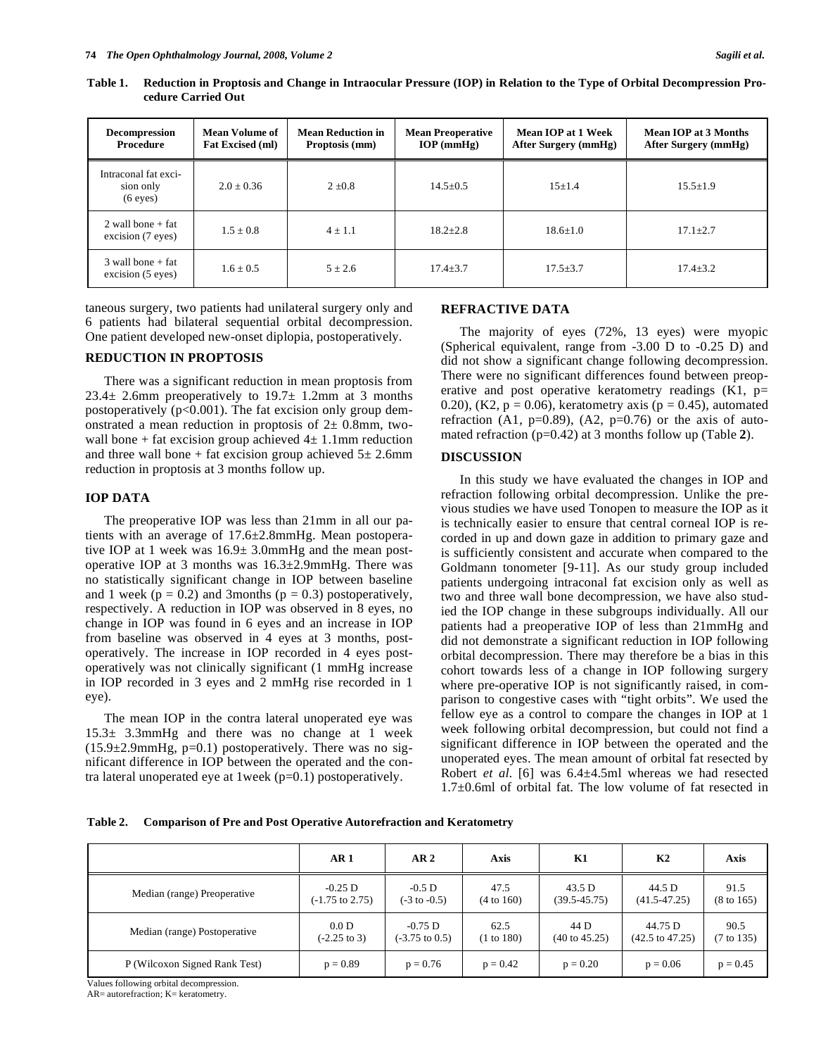**Table 1. Reduction in Proptosis and Change in Intraocular Pressure (IOP) in Relation to the Type of Orbital Decompression Procedure Carried Out**

| Decompression Procedure | Mean Volume of Fat Excised (ml) | Mean Reduction in Proptosis (mm) | Mean Preoperative IOP (mmHg) | Mean IOP at 1 Week After Surgery (mmHg) | Mean IOP at 3 Months After Surgery (mmHg) |
|---|---|---|---|---|---|
| Intraconal fat excision only (6 eyes) | 2.0 ± 0.36 | 2 ±0.8 | 14.5±0.5 | 15±1.4 | 15.5±1.9 |
| 2 wall bone + fat excision (7 eyes) | 1.5 ± 0.8 | 4 ± 1.1 | 18.2±2.8 | 18.6±1.0 | 17.1±2.7 |
| 3 wall bone + fat excision (5 eyes) | 1.6 ± 0.5 | 5 ± 2.6 | 17.4±3.7 | 17.5±3.7 | 17.4±3.2 |

taneous surgery, two patients had unilateral surgery only and 6 patients had bilateral sequential orbital decompression. One patient developed new-onset diplopia, postoperatively.

## REDUCTION IN PROPTOSIS

There was a significant reduction in mean proptosis from 23.4± 2.6mm preoperatively to 19.7± 1.2mm at 3 months postoperatively ($p<0.001$). The fat excision only group demonstrated a mean reduction in proptosis of 2± 0.8mm, two-wall bone + fat excision group achieved 4± 1.1mm reduction and three wall bone + fat excision group achieved 5± 2.6mm reduction in proptosis at 3 months follow up.

## IOP DATA

The preoperative IOP was less than 21mm in all our patients with an average of 17.6±2.8mmHg. Mean postoperative IOP at 1 week was 16.9± 3.0mmHg and the mean postoperative IOP at 3 months was 16.3±2.9mmHg. There was no statistically significant change in IOP between baseline and 1 week ($p = 0.2$) and 3months ($p = 0.3$) postoperatively, respectively. A reduction in IOP was observed in 8 eyes, no change in IOP was found in 6 eyes and an increase in IOP from baseline was observed in 4 eyes at 3 months, postoperatively. The increase in IOP recorded in 4 eyes postoperatively was not clinically significant (1 mmHg increase in IOP recorded in 3 eyes and 2 mmHg rise recorded in 1 eye).

The mean IOP in the contra lateral unoperated eye was 15.3± 3.3mmHg and there was no change at 1 week (15.9±2.9mmHg, $p=0.1$) postoperatively. There was no significant difference in IOP between the operated and the contra lateral unoperated eye at 1week ($p=0.1$) postoperatively.

## REFRACTIVE DATA

The majority of eyes (72%, 13 eyes) were myopic (Spherical equivalent, range from -3.00 D to -0.25 D) and did not show a significant change following decompression. There were no significant differences found between preoperative and post operative keratometry readings (K1, $p= 0.20$), (K2, $p = 0.06$), keratometry axis ($p = 0.45$), automated refraction (A1, $p=0.89$), (A2, $p=0.76$) or the axis of automated refraction ($p=0.42$) at 3 months follow up (Table **2**).

## DISCUSSION

In this study we have evaluated the changes in IOP and refraction following orbital decompression. Unlike the previous studies we have used Tonopen to measure the IOP as it is technically easier to ensure that central corneal IOP is recorded in up and down gaze in addition to primary gaze and is sufficiently consistent and accurate when compared to the Goldmann tonometer [9-11]. As our study group included patients undergoing intraconal fat excision only as well as two and three wall bone decompression, we have also studied the IOP change in these subgroups individually. All our patients had a preoperative IOP of less than 21mmHg and did not demonstrate a significant reduction in IOP following orbital decompression. There may therefore be a bias in this cohort towards less of a change in IOP following surgery where pre-operative IOP is not significantly raised, in comparison to congestive cases with "tight orbits". We used the fellow eye as a control to compare the changes in IOP at 1 week following orbital decompression, but could not find a significant difference in IOP between the operated and the unoperated eyes. The mean amount of orbital fat resected by Robert *et al.* [6] was 6.4±4.5ml whereas we had resected 1.7±0.6ml of orbital fat. The low volume of fat resected in

**Table 2. Comparison of Pre and Post Operative Autorefraction and Keratometry**

| | AR 1 | AR 2 | Axis | K1 | K2 | Axis |
|---|---|---|---|---|---|---|
| Median (range) Preoperative | -0.25 D (-1.75 to 2.75) | -0.5 D (-3 to -0.5) | 47.5 (4 to 160) | 43.5 D (39.5-45.75) | 44.5 D (41.5-47.25) | 91.5 (8 to 165) |
| Median (range) Postoperative | 0.0 D (-2.25 to 3) | -0.75 D (-3.75 to 0.5) | 62.5 (1 to 180) | 44 D (40 to 45.25) | 44.75 D (42.5 to 47.25) | 90.5 (7 to 135) |
| P (Wilcoxon Signed Rank Test) | p = 0.89 | p = 0.76 | p = 0.42 | p = 0.20 | p = 0.06 | p = 0.45 |

Values following orbital decompression.
AR= autorefraction; K= keratometry.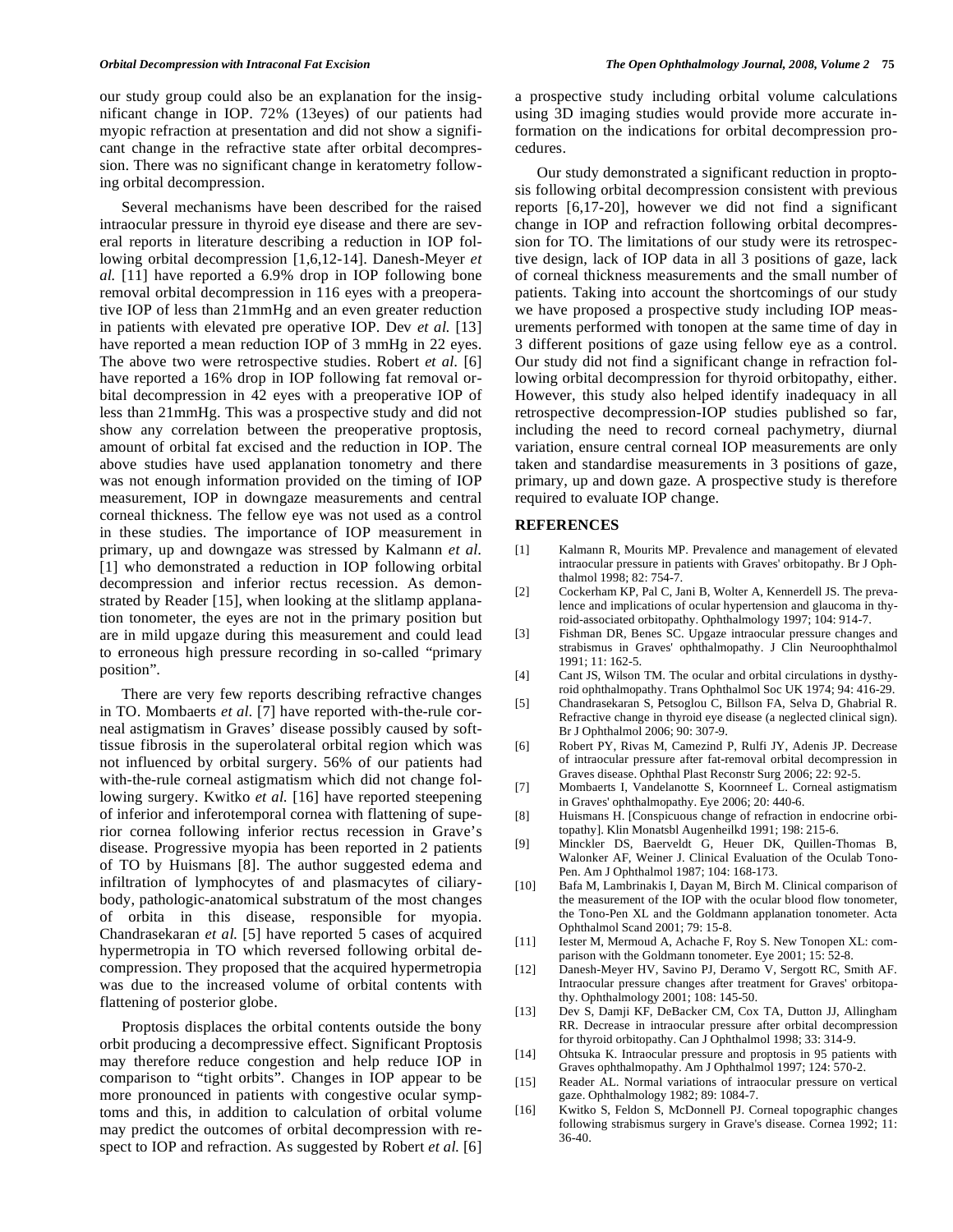our study group could also be an explanation for the insignificant change in IOP. 72% (13eyes) of our patients had myopic refraction at presentation and did not show a significant change in the refractive state after orbital decompression. There was no significant change in keratometry following orbital decompression.

Several mechanisms have been described for the raised intraocular pressure in thyroid eye disease and there are several reports in literature describing a reduction in IOP following orbital decompression [1,6,12-14]. Danesh-Meyer *et al.* [11] have reported a 6.9% drop in IOP following bone removal orbital decompression in 116 eyes with a preoperative IOP of less than 21mmHg and an even greater reduction in patients with elevated pre operative IOP. Dev *et al.* [13] have reported a mean reduction IOP of 3 mmHg in 22 eyes. The above two were retrospective studies. Robert *et al.* [6] have reported a 16% drop in IOP following fat removal orbital decompression in 42 eyes with a preoperative IOP of less than 21mmHg. This was a prospective study and did not show any correlation between the preoperative proptosis, amount of orbital fat excised and the reduction in IOP. The above studies have used applanation tonometry and there was not enough information provided on the timing of IOP measurement, IOP in downgaze measurements and central corneal thickness. The fellow eye was not used as a control in these studies. The importance of IOP measurement in primary, up and downgaze was stressed by Kalmann *et al.* [1] who demonstrated a reduction in IOP following orbital decompression and inferior rectus recession. As demonstrated by Reader [15], when looking at the slitlamp applanation tonometer, the eyes are not in the primary position but are in mild upgaze during this measurement and could lead to erroneous high pressure recording in so-called "primary position".

There are very few reports describing refractive changes in TO. Mombaerts *et al.* [7] have reported with-the-rule corneal astigmatism in Graves' disease possibly caused by soft-tissue fibrosis in the superolateral orbital region which was not influenced by orbital surgery. 56% of our patients had with-the-rule corneal astigmatism which did not change following surgery. Kwitko *et al.* [16] have reported steepening of inferior and inferotemporal cornea with flattening of superior cornea following inferior rectus recession in Grave's disease. Progressive myopia has been reported in 2 patients of TO by Huismans [8]. The author suggested edema and infiltration of lymphocytes of and plasmacytes of ciliary-body, pathologic-anatomical substratum of the most changes of orbita in this disease, responsible for myopia. Chandrasekaran *et al.* [5] have reported 5 cases of acquired hypermetropia in TO which reversed following orbital decompression. They proposed that the acquired hypermetropia was due to the increased volume of orbital contents with flattening of posterior globe.

Proptosis displaces the orbital contents outside the bony orbit producing a decompressive effect. Significant Proptosis may therefore reduce congestion and help reduce IOP in comparison to "tight orbits". Changes in IOP appear to be more pronounced in patients with congestive ocular symptoms and this, in addition to calculation of orbital volume may predict the outcomes of orbital decompression with respect to IOP and refraction. As suggested by Robert *et al.* [6] a prospective study including orbital volume calculations using 3D imaging studies would provide more accurate information on the indications for orbital decompression procedures.

Our study demonstrated a significant reduction in proptosis following orbital decompression consistent with previous reports [6,17-20], however we did not find a significant change in IOP and refraction following orbital decompression for TO. The limitations of our study were its retrospective design, lack of IOP data in all 3 positions of gaze, lack of corneal thickness measurements and the small number of patients. Taking into account the shortcomings of our study we have proposed a prospective study including IOP measurements performed with tonopen at the same time of day in 3 different positions of gaze using fellow eye as a control. Our study did not find a significant change in refraction following orbital decompression for thyroid orbitopathy, either. However, this study also helped identify inadequacy in all retrospective decompression-IOP studies published so far, including the need to record corneal pachymetry, diurnal variation, ensure central corneal IOP measurements are only taken and standardise measurements in 3 positions of gaze, primary, up and down gaze. A prospective study is therefore required to evaluate IOP change.

## REFERENCES

[1] Kalmann R, Mourits MP. Prevalence and management of elevated intraocular pressure in patients with Graves' orbitopathy. Br J Ophthalmol 1998; 82: 754-7.

[2] Cockerham KP, Pal C, Jani B, Wolter A, Kennerdell JS. The prevalence and implications of ocular hypertension and glaucoma in thyroid-associated orbitopathy. Ophthalmology 1997; 104: 914-7.

[3] Fishman DR, Benes SC. Upgaze intraocular pressure changes and strabismus in Graves' ophthalmopathy. J Clin Neuroophthalmol 1991; 11: 162-5.

[4] Cant JS, Wilson TM. The ocular and orbital circulations in dysthyroid ophthalmopathy. Trans Ophthalmol Soc UK 1974; 94: 416-29.

[5] Chandrasekaran S, Petsoglou C, Billson FA, Selva D, Ghabrial R. Refractive change in thyroid eye disease (a neglected clinical sign). Br J Ophthalmol 2006; 90: 307-9.

[6] Robert PY, Rivas M, Camezind P, Rulfi JY, Adenis JP. Decrease of intraocular pressure after fat-removal orbital decompression in Graves disease. Ophthal Plast Reconstr Surg 2006; 22: 92-5.

[7] Mombaerts I, Vandelanotte S, Koornneef L. Corneal astigmatism in Graves' ophthalmopathy. Eye 2006; 20: 440-6.

[8] Huismans H. [Conspicuous change of refraction in endocrine orbitopathy]. Klin Monatsbl Augenheilkd 1991; 198: 215-6.

[9] Minckler DS, Baerveldt G, Heuer DK, Quillen-Thomas B, Walonker AF, Weiner J. Clinical Evaluation of the Oculab Tono-Pen. Am J Ophthalmol 1987; 104: 168-173.

[10] Bafa M, Lambrinakis I, Dayan M, Birch M. Clinical comparison of the measurement of the IOP with the ocular blood flow tonometer, the Tono-Pen XL and the Goldmann applanation tonometer. Acta Ophthalmol Scand 2001; 79: 15-8.

[11] Iester M, Mermoud A, Achache F, Roy S. New Tonopen XL: comparison with the Goldmann tonometer. Eye 2001; 15: 52-8.

[12] Danesh-Meyer HV, Savino PJ, Deramo V, Sergott RC, Smith AF. Intraocular pressure changes after treatment for Graves' orbitopathy. Ophthalmology 2001; 108: 145-50.

[13] Dev S, Damji KF, DeBacker CM, Cox TA, Dutton JJ, Allingham RR. Decrease in intraocular pressure after orbital decompression for thyroid orbitopathy. Can J Ophthalmol 1998; 33: 314-9.

[14] Ohtsuka K. Intraocular pressure and proptosis in 95 patients with Graves ophthalmopathy. Am J Ophthalmol 1997; 124: 570-2.

[15] Reader AL. Normal variations of intraocular pressure on vertical gaze. Ophthalmology 1982; 89: 1084-7.

[16] Kwitko S, Feldon S, McDonnell PJ. Corneal topographic changes following strabismus surgery in Grave's disease. Cornea 1992; 11: 36-40.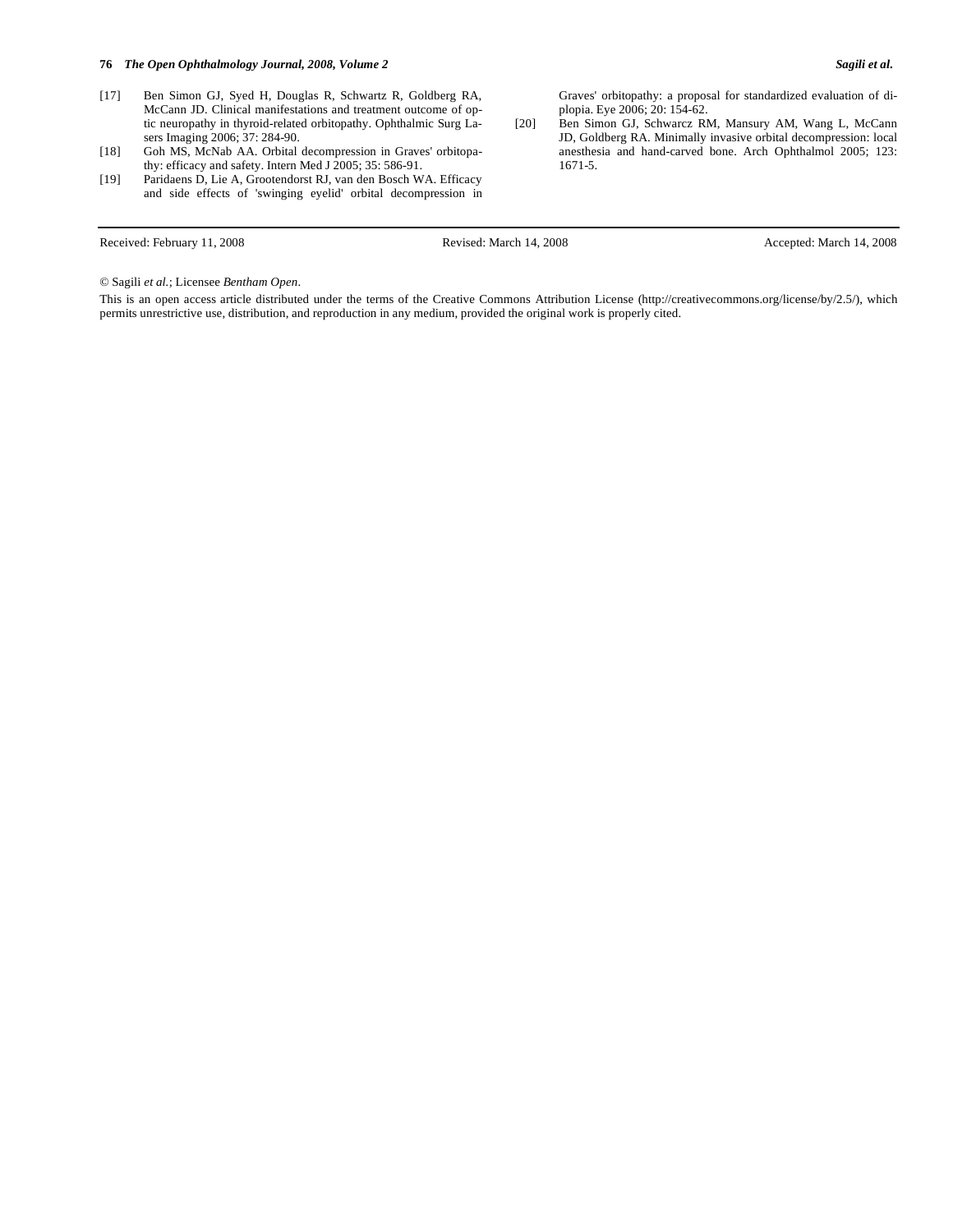[17] Ben Simon GJ, Syed H, Douglas R, Schwartz R, Goldberg RA, McCann JD. Clinical manifestations and treatment outcome of optic neuropathy in thyroid-related orbitopathy. Ophthalmic Surg Lasers Imaging 2006; 37: 284-90.

[18] Goh MS, McNab AA. Orbital decompression in Graves' orbitopathy: efficacy and safety. Intern Med J 2005; 35: 586-91.

[19] Paridaens D, Lie A, Grootendorst RJ, van den Bosch WA. Efficacy and side effects of 'swinging eyelid' orbital decompression in Graves' orbitopathy: a proposal for standardized evaluation of diplopia. Eye 2006; 20: 154-62.

[20] Ben Simon GJ, Schwarcz RM, Mansury AM, Wang L, McCann JD, Goldberg RA. Minimally invasive orbital decompression: local anesthesia and hand-carved bone. Arch Ophthalmol 2005; 123: 1671-5.

---

Received: February 11, 2008 Revised: March 14, 2008 Accepted: March 14, 2008

© Sagili *et al.*; Licensee *Bentham Open*.

This is an open access article distributed under the terms of the Creative Commons Attribution License (http://creativecommons.org/license/by/2.5/), which permits unrestrictive use, distribution, and reproduction in any medium, provided the original work is properly cited.